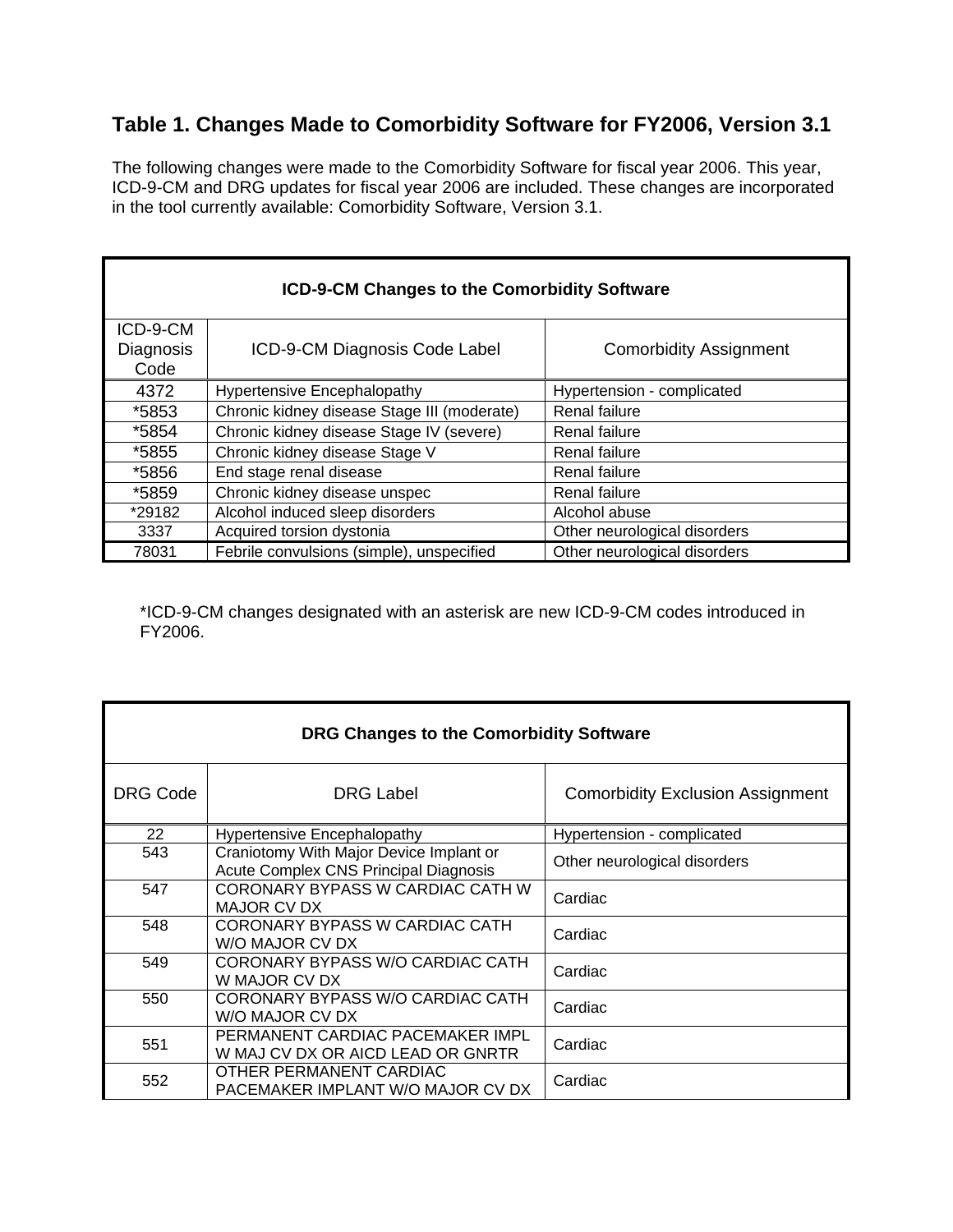## Table 1. Changes Made to Comorbidity Software for FY2006, Version 3.1

The following changes were made to the Comorbidity Software for fiscal year 2006. This year, ICD-9-CM and DRG updates for fiscal year 2006 are included. These changes are incorporated in the tool currently available: Comorbidity Software, Version 3.1.

**ICD-9-CM Changes to the Comorbidity Software**

| ICD-9-CM Diagnosis Code | ICD-9-CM Diagnosis Code Label | Comorbidity Assignment |
|---|---|---|
| 4372 | Hypertensive Encephalopathy | Hypertension - complicated |
| *5853 | Chronic kidney disease Stage III (moderate) | Renal failure |
| *5854 | Chronic kidney disease Stage IV (severe) | Renal failure |
| *5855 | Chronic kidney disease Stage V | Renal failure |
| *5856 | End stage renal disease | Renal failure |
| *5859 | Chronic kidney disease unspec | Renal failure |
| *29182 | Alcohol induced sleep disorders | Alcohol abuse |
| 3337 | Acquired torsion dystonia | Other neurological disorders |
| 78031 | Febrile convulsions (simple), unspecified | Other neurological disorders |

*ICD-9-CM changes designated with an asterisk are new ICD-9-CM codes introduced in FY2006.

**DRG Changes to the Comorbidity Software**

| DRG Code | DRG Label | Comorbidity Exclusion Assignment |
|---|---|---|
| 22 | Hypertensive Encephalopathy | Hypertension - complicated |
| 543 | Craniotomy With Major Device Implant or Acute Complex CNS Principal Diagnosis | Other neurological disorders |
| 547 | CORONARY BYPASS W CARDIAC CATH W MAJOR CV DX | Cardiac |
| 548 | CORONARY BYPASS W CARDIAC CATH W/O MAJOR CV DX | Cardiac |
| 549 | CORONARY BYPASS W/O CARDIAC CATH W MAJOR CV DX | Cardiac |
| 550 | CORONARY BYPASS W/O CARDIAC CATH W/O MAJOR CV DX | Cardiac |
| 551 | PERMANENT CARDIAC PACEMAKER IMPL W MAJ CV DX OR AICD LEAD OR GNRTR | Cardiac |
| 552 | OTHER PERMANENT CARDIAC PACEMAKER IMPLANT W/O MAJOR CV DX | Cardiac |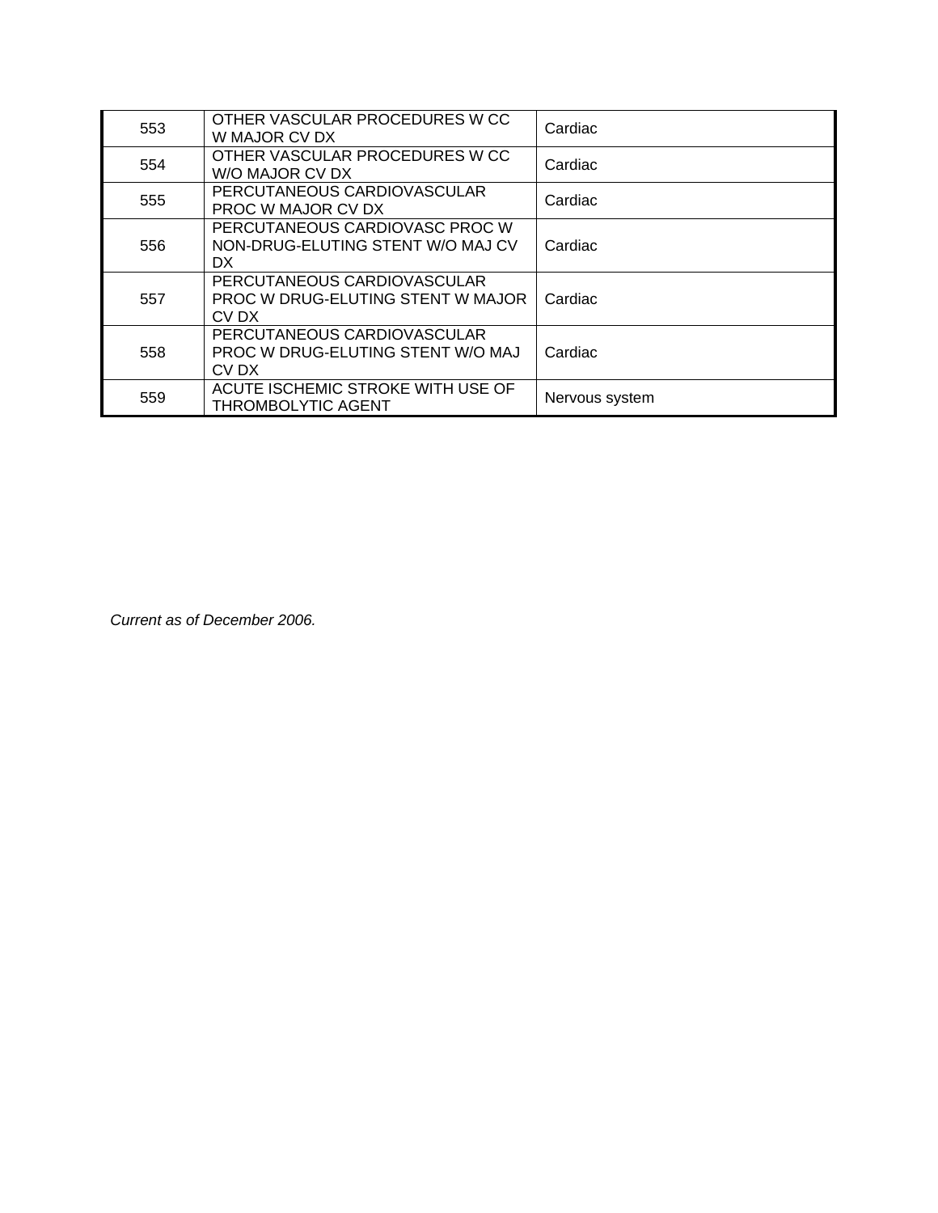| | | |
|---|---|---|
| 553 | OTHER VASCULAR PROCEDURES W CC W MAJOR CV DX | Cardiac |
| 554 | OTHER VASCULAR PROCEDURES W CC W/O MAJOR CV DX | Cardiac |
| 555 | PERCUTANEOUS CARDIOVASCULAR PROC W MAJOR CV DX | Cardiac |
| 556 | PERCUTANEOUS CARDIOVASC PROC W NON-DRUG-ELUTING STENT W/O MAJ CV DX | Cardiac |
| 557 | PERCUTANEOUS CARDIOVASCULAR PROC W DRUG-ELUTING STENT W MAJOR CV DX | Cardiac |
| 558 | PERCUTANEOUS CARDIOVASCULAR PROC W DRUG-ELUTING STENT W/O MAJ CV DX | Cardiac |
| 559 | ACUTE ISCHEMIC STROKE WITH USE OF THROMBOLYTIC AGENT | Nervous system |

*Current as of December 2006.*